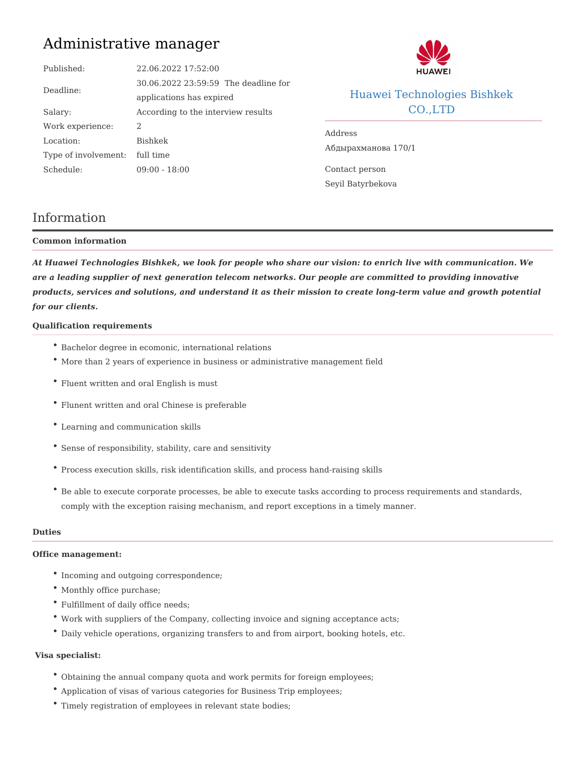# Administrative manager

| | |
|---|---|
| Published: | 22.06.2022 17:52:00 |
| Deadline: | 30.06.2022 23:59:59 The deadline for applications has expired |
| Salary: | According to the interview results |
| Work experience: | 2 |
| Location: | Bishkek |
| Type of involvement: | full time |
| Schedule: | 09:00 - 18:00 |

Huawei Technologies Bishkek CO.,LTD

Address

Абдырахманова 170/1

Contact person

Seyil Batyrbekova

## Information

**Common information**

***At Huawei Technologies Bishkek, we look for people who share our vision: to enrich live with communication. We are a leading supplier of next generation telecom networks. Our people are committed to providing innovative products, services and solutions, and understand it as their mission to create long-term value and growth potential for our clients.***

**Qualification requirements**

- Bachelor degree in ecomonic, international relations
- More than 2 years of experience in business or administrative management field
- Fluent written and oral English is must
- Flunent written and oral Chinese is preferable
- Learning and communication skills
- Sense of responsibility, stability, care and sensitivity
- Process execution skills, risk identification skills, and process hand-raising skills
- Be able to execute corporate processes, be able to execute tasks according to process requirements and standards, comply with the exception raising mechanism, and report exceptions in a timely manner.

**Duties**

**Office management:**

- Incoming and outgoing correspondence;
- Monthly office purchase;
- Fulfillment of daily office needs;
- Work with suppliers of the Company, collecting invoice and signing acceptance acts;
- Daily vehicle operations, organizing transfers to and from airport, booking hotels, etc.

**Visa specialist:**

- Obtaining the annual company quota and work permits for foreign employees;
- Application of visas of various categories for Business Trip employees;
- Timely registration of employees in relevant state bodies;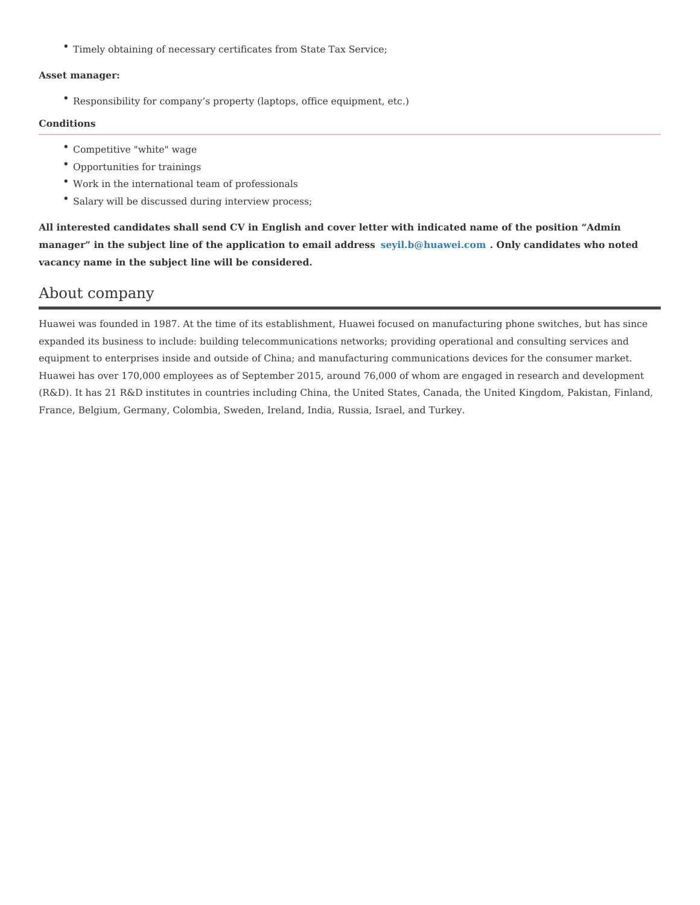- Timely obtaining of necessary certificates from State Tax Service;

**Asset manager:**

- Responsibility for company's property (laptops, office equipment, etc.)

**Conditions**

- Competitive "white" wage
- Opportunities for trainings
- Work in the international team of professionals
- Salary will be discussed during interview process;

**All interested candidates shall send CV in English and cover letter with indicated name of the position "Admin manager" in the subject line of the application to email address seyil.b@huawei.com . Only candidates who noted vacancy name in the subject line will be considered.**

## About company

Huawei was founded in 1987. At the time of its establishment, Huawei focused on manufacturing phone switches, but has since expanded its business to include: building telecommunications networks; providing operational and consulting services and equipment to enterprises inside and outside of China; and manufacturing communications devices for the consumer market. Huawei has over 170,000 employees as of September 2015, around 76,000 of whom are engaged in research and development (R&D). It has 21 R&D institutes in countries including China, the United States, Canada, the United Kingdom, Pakistan, Finland, France, Belgium, Germany, Colombia, Sweden, Ireland, India, Russia, Israel, and Turkey.